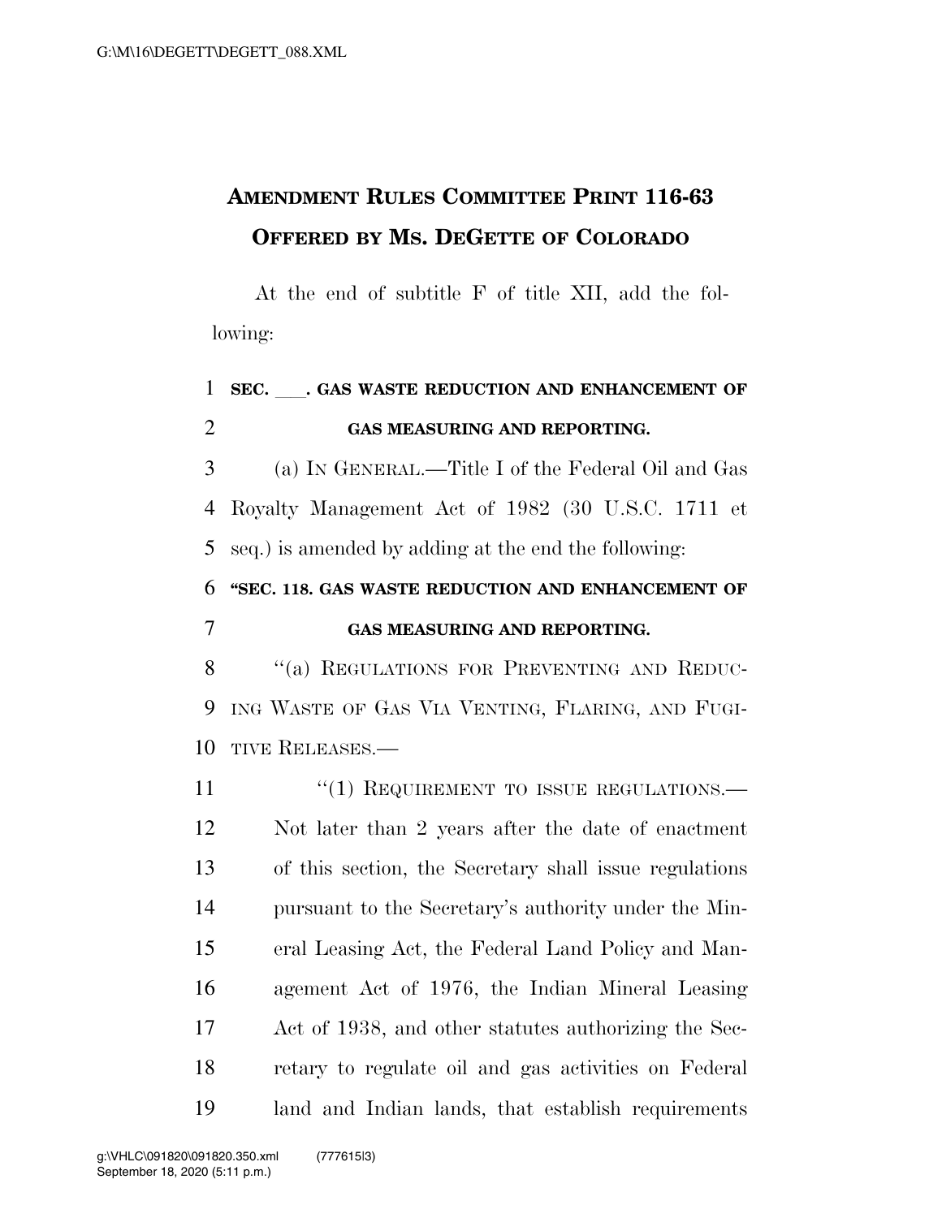# AMENDMENT RULES COMMITTEE PRINT 116-63
## OFFERED BY MS. DEGETTE OF COLORADO

At the end of subtitle F of title XII, add the following:

**SEC. \_\_\_. GAS WASTE REDUCTION AND ENHANCEMENT OF GAS MEASURING AND REPORTING.**

(a) IN GENERAL.—Title I of the Federal Oil and Gas Royalty Management Act of 1982 (30 U.S.C. 1711 et seq.) is amended by adding at the end the following:

**"SEC. 118. GAS WASTE REDUCTION AND ENHANCEMENT OF GAS MEASURING AND REPORTING.**

"(a) REGULATIONS FOR PREVENTING AND REDUCING WASTE OF GAS VIA VENTING, FLARING, AND FUGITIVE RELEASES.—

"(1) REQUIREMENT TO ISSUE REGULATIONS.— Not later than 2 years after the date of enactment of this section, the Secretary shall issue regulations pursuant to the Secretary's authority under the Mineral Leasing Act, the Federal Land Policy and Management Act of 1976, the Indian Mineral Leasing Act of 1938, and other statutes authorizing the Secretary to regulate oil and gas activities on Federal land and Indian lands, that establish requirements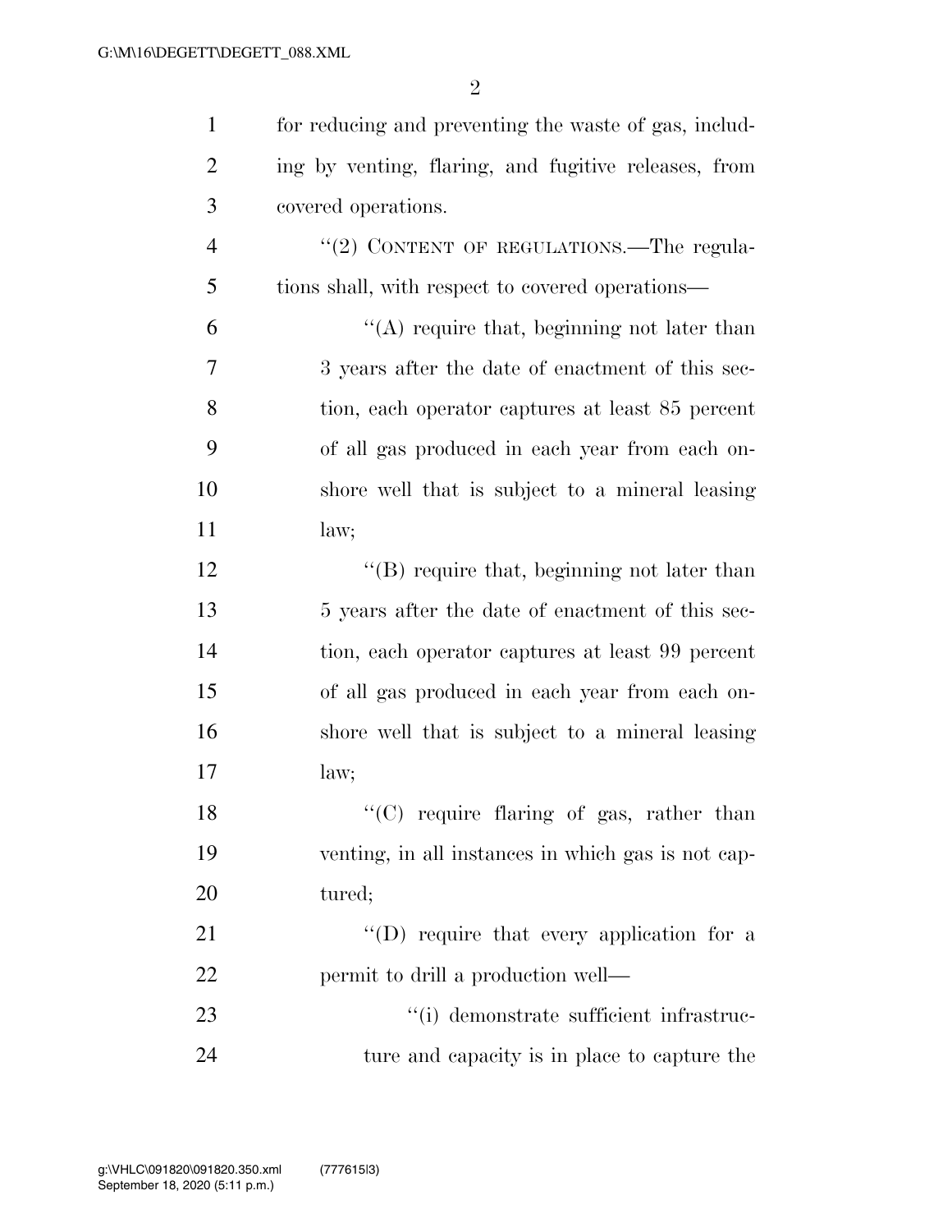for reducing and preventing the waste of gas, including by venting, flaring, and fugitive releases, from covered operations.

"(2) CONTENT OF REGULATIONS.—The regulations shall, with respect to covered operations—

"(A) require that, beginning not later than 3 years after the date of enactment of this section, each operator captures at least 85 percent of all gas produced in each year from each onshore well that is subject to a mineral leasing law;

"(B) require that, beginning not later than 5 years after the date of enactment of this section, each operator captures at least 99 percent of all gas produced in each year from each onshore well that is subject to a mineral leasing law;

"(C) require flaring of gas, rather than venting, in all instances in which gas is not captured;

"(D) require that every application for a permit to drill a production well—

"(i) demonstrate sufficient infrastructure and capacity is in place to capture the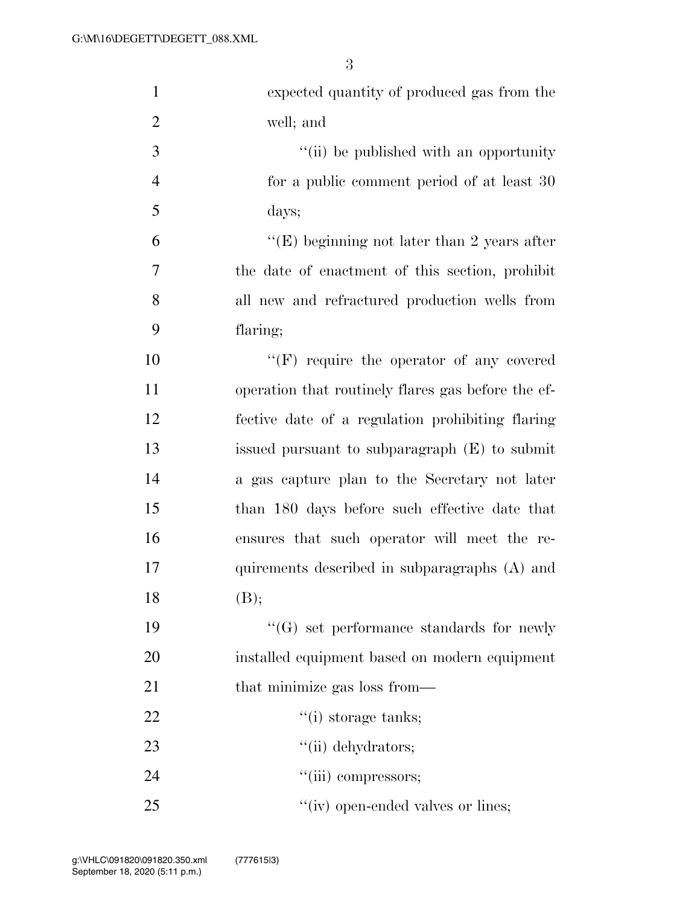expected quantity of produced gas from the well; and

''(ii) be published with an opportunity for a public comment period of at least 30 days;

''(E) beginning not later than 2 years after the date of enactment of this section, prohibit all new and refractured production wells from flaring;

''(F) require the operator of any covered operation that routinely flares gas before the effective date of a regulation prohibiting flaring issued pursuant to subparagraph (E) to submit a gas capture plan to the Secretary not later than 180 days before such effective date that ensures that such operator will meet the requirements described in subparagraphs (A) and (B);

''(G) set performance standards for newly installed equipment based on modern equipment that minimize gas loss from—

''(i) storage tanks;

''(ii) dehydrators;

''(iii) compressors;

''(iv) open-ended valves or lines;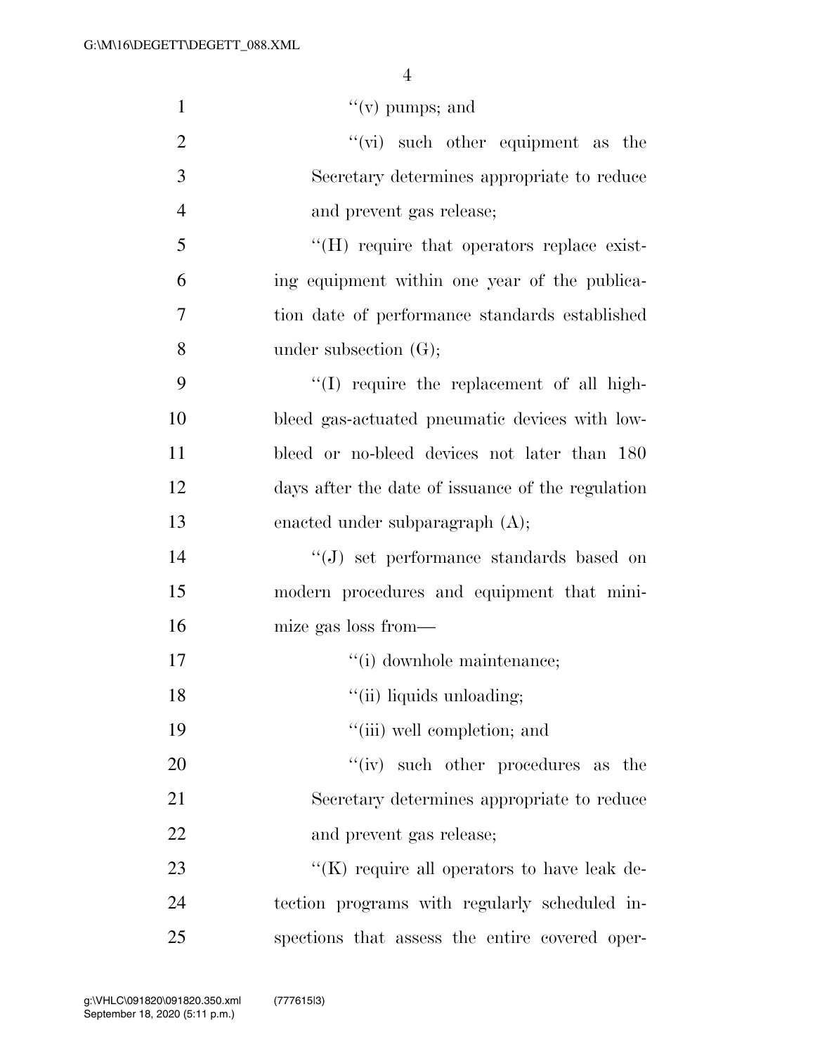''(v) pumps; and

''(vi) such other equipment as the Secretary determines appropriate to reduce and prevent gas release;

''(H) require that operators replace existing equipment within one year of the publication date of performance standards established under subsection (G);

''(I) require the replacement of all high-bleed gas-actuated pneumatic devices with low-bleed or no-bleed devices not later than 180 days after the date of issuance of the regulation enacted under subparagraph (A);

''(J) set performance standards based on modern procedures and equipment that minimize gas loss from—

''(i) downhole maintenance;

''(ii) liquids unloading;

''(iii) well completion; and

''(iv) such other procedures as the Secretary determines appropriate to reduce and prevent gas release;

''(K) require all operators to have leak detection programs with regularly scheduled inspections that assess the entire covered oper-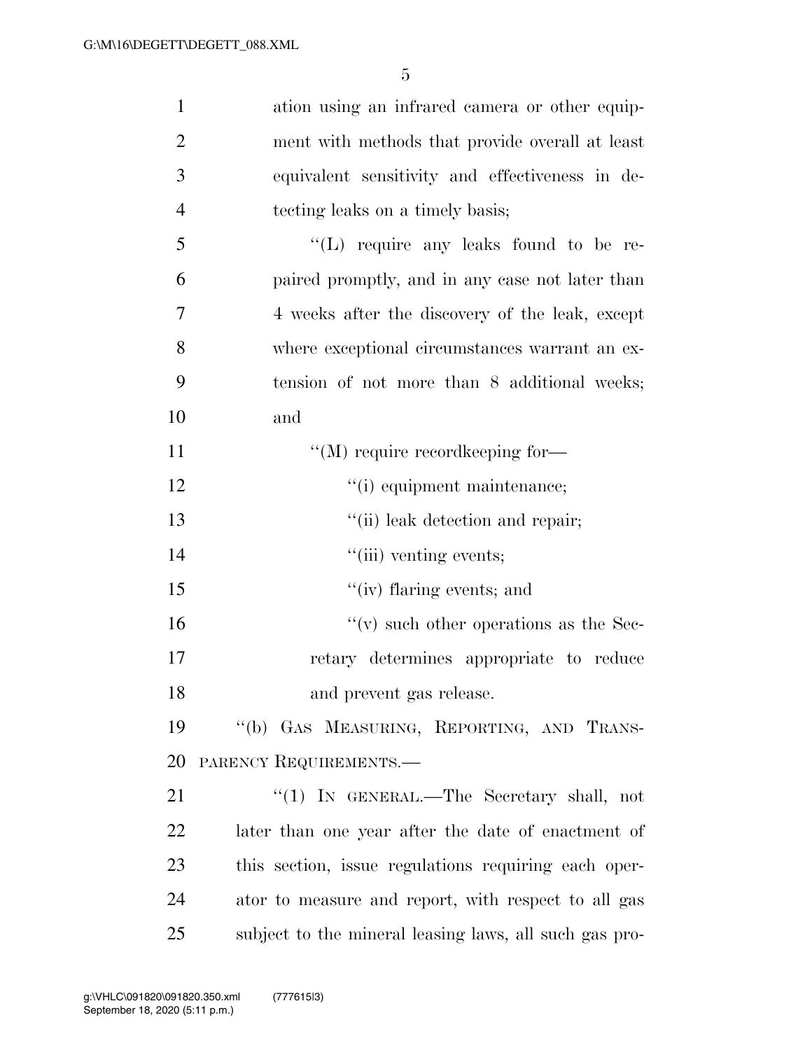ation using an infrared camera or other equipment with methods that provide overall at least equivalent sensitivity and effectiveness in detecting leaks on a timely basis;

"(L) require any leaks found to be repaired promptly, and in any case not later than 4 weeks after the discovery of the leak, except where exceptional circumstances warrant an extension of not more than 8 additional weeks; and

"(M) require recordkeeping for—

"(i) equipment maintenance;

"(ii) leak detection and repair;

"(iii) venting events;

"(iv) flaring events; and

"(v) such other operations as the Secretary determines appropriate to reduce and prevent gas release.

"(b) GAS MEASURING, REPORTING, AND TRANSPARENCY REQUIREMENTS.—

"(1) IN GENERAL.—The Secretary shall, not later than one year after the date of enactment of this section, issue regulations requiring each operator to measure and report, with respect to all gas subject to the mineral leasing laws, all such gas pro-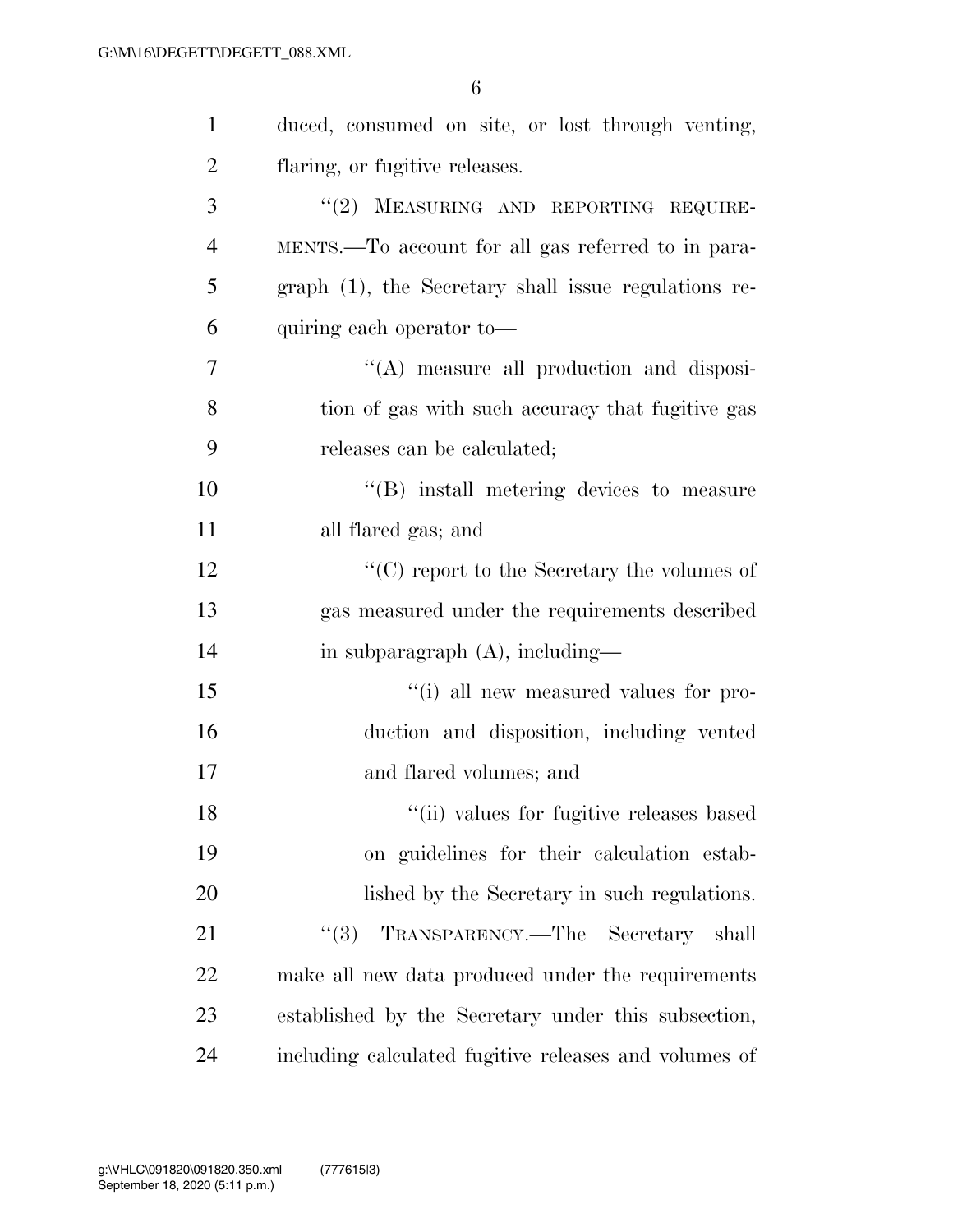duced, consumed on site, or lost through venting, flaring, or fugitive releases.

"(2) MEASURING AND REPORTING REQUIREMENTS.—To account for all gas referred to in paragraph (1), the Secretary shall issue regulations requiring each operator to—

"(A) measure all production and disposition of gas with such accuracy that fugitive gas releases can be calculated;

"(B) install metering devices to measure all flared gas; and

"(C) report to the Secretary the volumes of gas measured under the requirements described in subparagraph (A), including—

"(i) all new measured values for production and disposition, including vented and flared volumes; and

"(ii) values for fugitive releases based on guidelines for their calculation established by the Secretary in such regulations.

"(3) TRANSPARENCY.—The Secretary shall make all new data produced under the requirements established by the Secretary under this subsection, including calculated fugitive releases and volumes of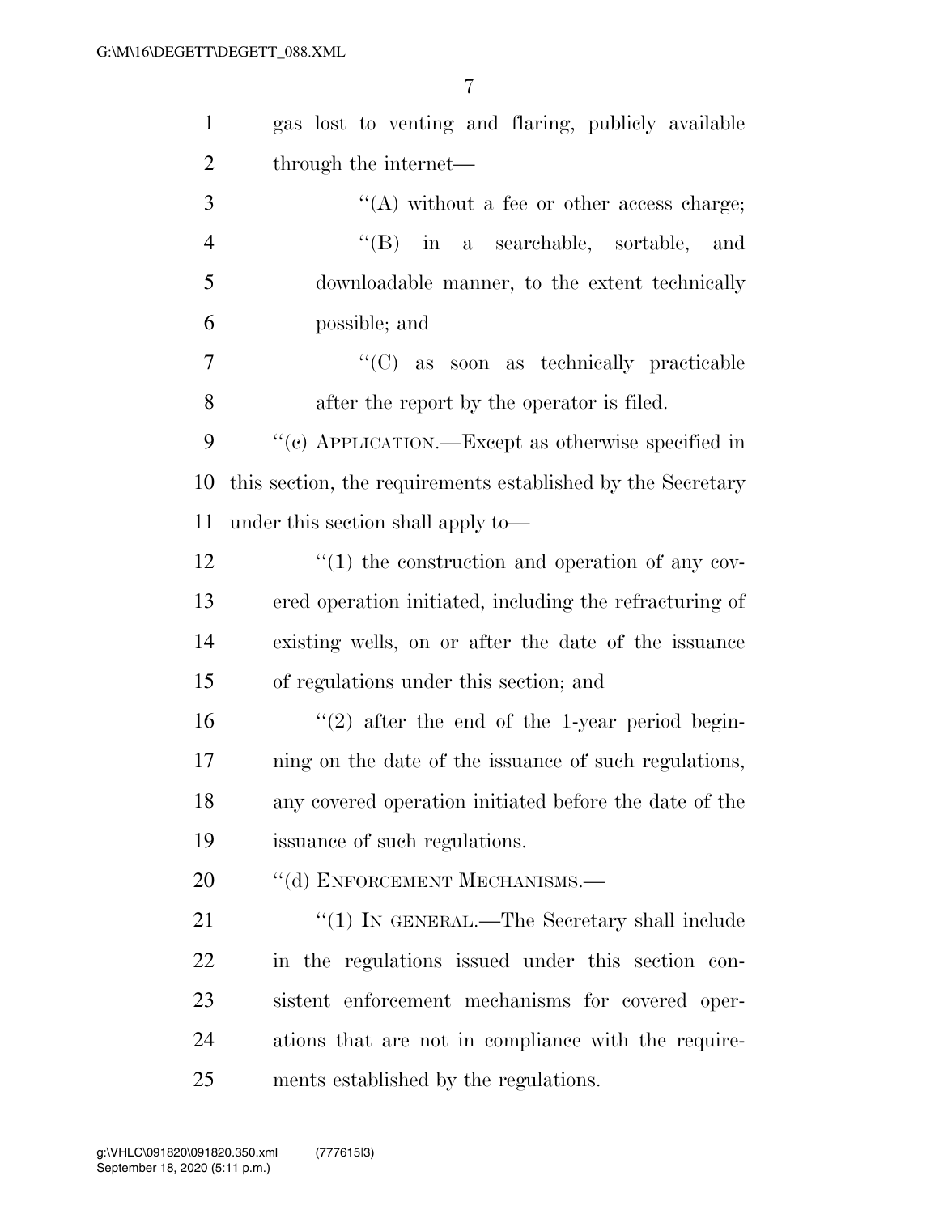gas lost to venting and flaring, publicly available through the internet—

''(A) without a fee or other access charge;

''(B) in a searchable, sortable, and downloadable manner, to the extent technically possible; and

''(C) as soon as technically practicable after the report by the operator is filed.

''(c) APPLICATION.—Except as otherwise specified in this section, the requirements established by the Secretary under this section shall apply to—

''(1) the construction and operation of any covered operation initiated, including the refracturing of existing wells, on or after the date of the issuance of regulations under this section; and

''(2) after the end of the 1-year period beginning on the date of the issuance of such regulations, any covered operation initiated before the date of the issuance of such regulations.

''(d) ENFORCEMENT MECHANISMS.—

''(1) IN GENERAL.—The Secretary shall include in the regulations issued under this section consistent enforcement mechanisms for covered operations that are not in compliance with the requirements established by the regulations.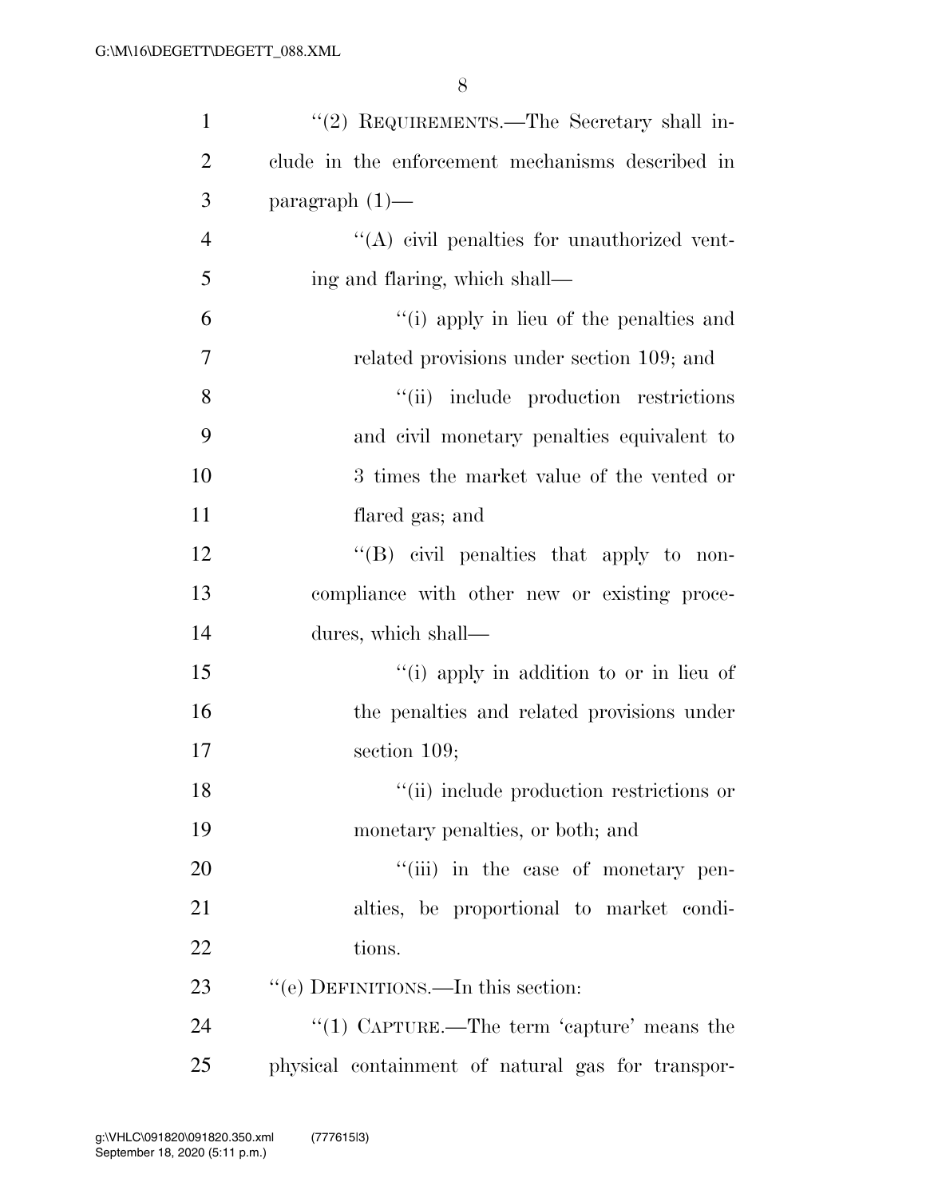"(2) REQUIREMENTS.—The Secretary shall include in the enforcement mechanisms described in paragraph (1)—

"(A) civil penalties for unauthorized venting and flaring, which shall—

"(i) apply in lieu of the penalties and related provisions under section 109; and

"(ii) include production restrictions and civil monetary penalties equivalent to 3 times the market value of the vented or flared gas; and

"(B) civil penalties that apply to noncompliance with other new or existing procedures, which shall—

"(i) apply in addition to or in lieu of the penalties and related provisions under section 109;

"(ii) include production restrictions or monetary penalties, or both; and

"(iii) in the case of monetary penalties, be proportional to market conditions.

"(e) DEFINITIONS.—In this section:

"(1) CAPTURE.—The term 'capture' means the physical containment of natural gas for transpor-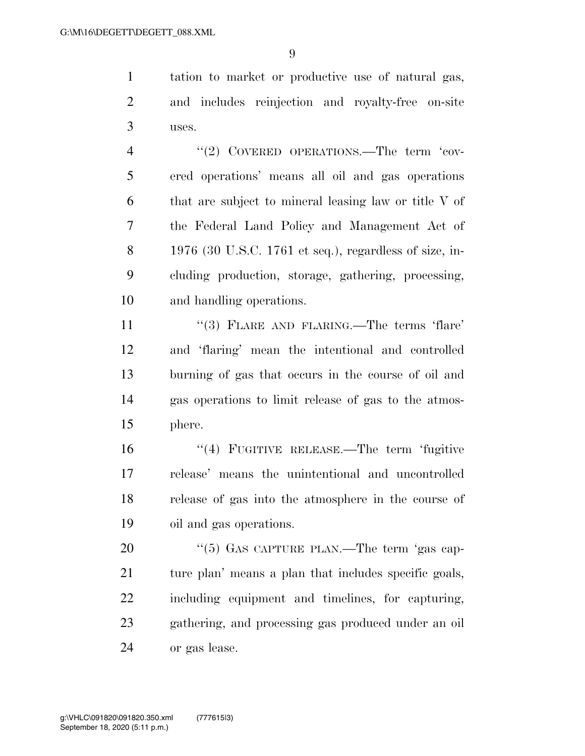tation to market or productive use of natural gas, and includes reinjection and royalty-free on-site uses.

''(2) COVERED OPERATIONS.—The term 'covered operations' means all oil and gas operations that are subject to mineral leasing law or title V of the Federal Land Policy and Management Act of 1976 (30 U.S.C. 1761 et seq.), regardless of size, including production, storage, gathering, processing, and handling operations.

''(3) FLARE AND FLARING.—The terms 'flare' and 'flaring' mean the intentional and controlled burning of gas that occurs in the course of oil and gas operations to limit release of gas to the atmosphere.

''(4) FUGITIVE RELEASE.—The term 'fugitive release' means the unintentional and uncontrolled release of gas into the atmosphere in the course of oil and gas operations.

''(5) GAS CAPTURE PLAN.—The term 'gas capture plan' means a plan that includes specific goals, including equipment and timelines, for capturing, gathering, and processing gas produced under an oil or gas lease.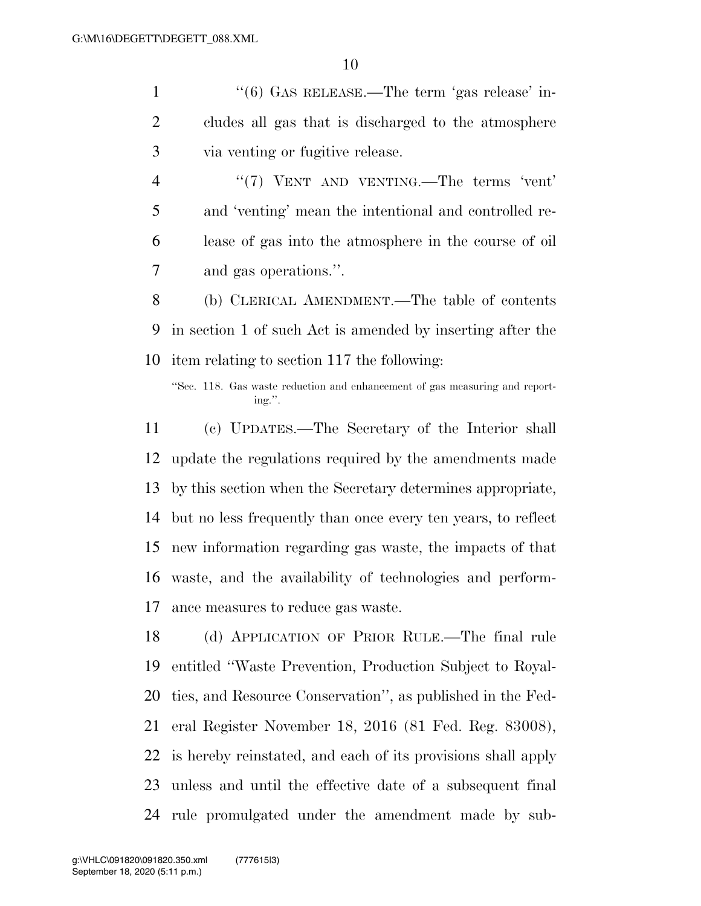''(6) GAS RELEASE.—The term 'gas release' includes all gas that is discharged to the atmosphere via venting or fugitive release.

''(7) VENT AND VENTING.—The terms 'vent' and 'venting' mean the intentional and controlled release of gas into the atmosphere in the course of oil and gas operations.''.

(b) CLERICAL AMENDMENT.—The table of contents in section 1 of such Act is amended by inserting after the item relating to section 117 the following:

''Sec. 118. Gas waste reduction and enhancement of gas measuring and reporting.''.

(c) UPDATES.—The Secretary of the Interior shall update the regulations required by the amendments made by this section when the Secretary determines appropriate, but no less frequently than once every ten years, to reflect new information regarding gas waste, the impacts of that waste, and the availability of technologies and performance measures to reduce gas waste.

(d) APPLICATION OF PRIOR RULE.—The final rule entitled ''Waste Prevention, Production Subject to Royalties, and Resource Conservation'', as published in the Federal Register November 18, 2016 (81 Fed. Reg. 83008), is hereby reinstated, and each of its provisions shall apply unless and until the effective date of a subsequent final rule promulgated under the amendment made by sub-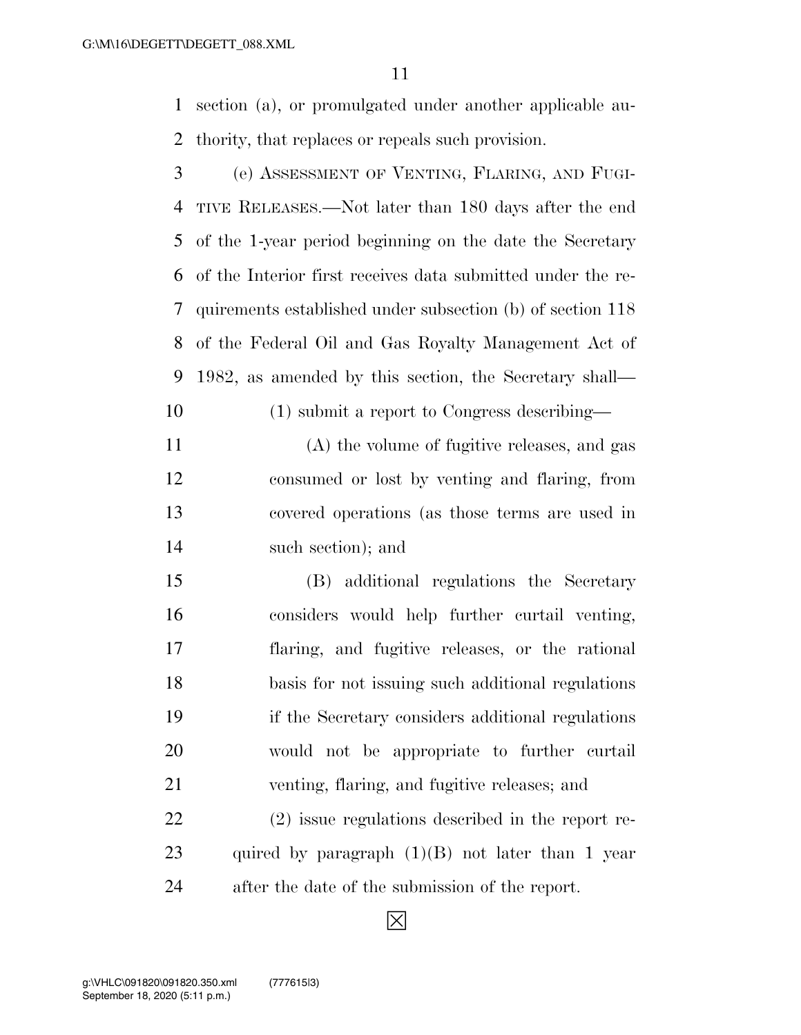section (a), or promulgated under another applicable authority, that replaces or repeals such provision.

(e) ASSESSMENT OF VENTING, FLARING, AND FUGITIVE RELEASES.—Not later than 180 days after the end of the 1-year period beginning on the date the Secretary of the Interior first receives data submitted under the requirements established under subsection (b) of section 118 of the Federal Oil and Gas Royalty Management Act of 1982, as amended by this section, the Secretary shall—

(1) submit a report to Congress describing—

(A) the volume of fugitive releases, and gas consumed or lost by venting and flaring, from covered operations (as those terms are used in such section); and

(B) additional regulations the Secretary considers would help further curtail venting, flaring, and fugitive releases, or the rational basis for not issuing such additional regulations if the Secretary considers additional regulations would not be appropriate to further curtail venting, flaring, and fugitive releases; and

(2) issue regulations described in the report required by paragraph (1)(B) not later than 1 year after the date of the submission of the report.